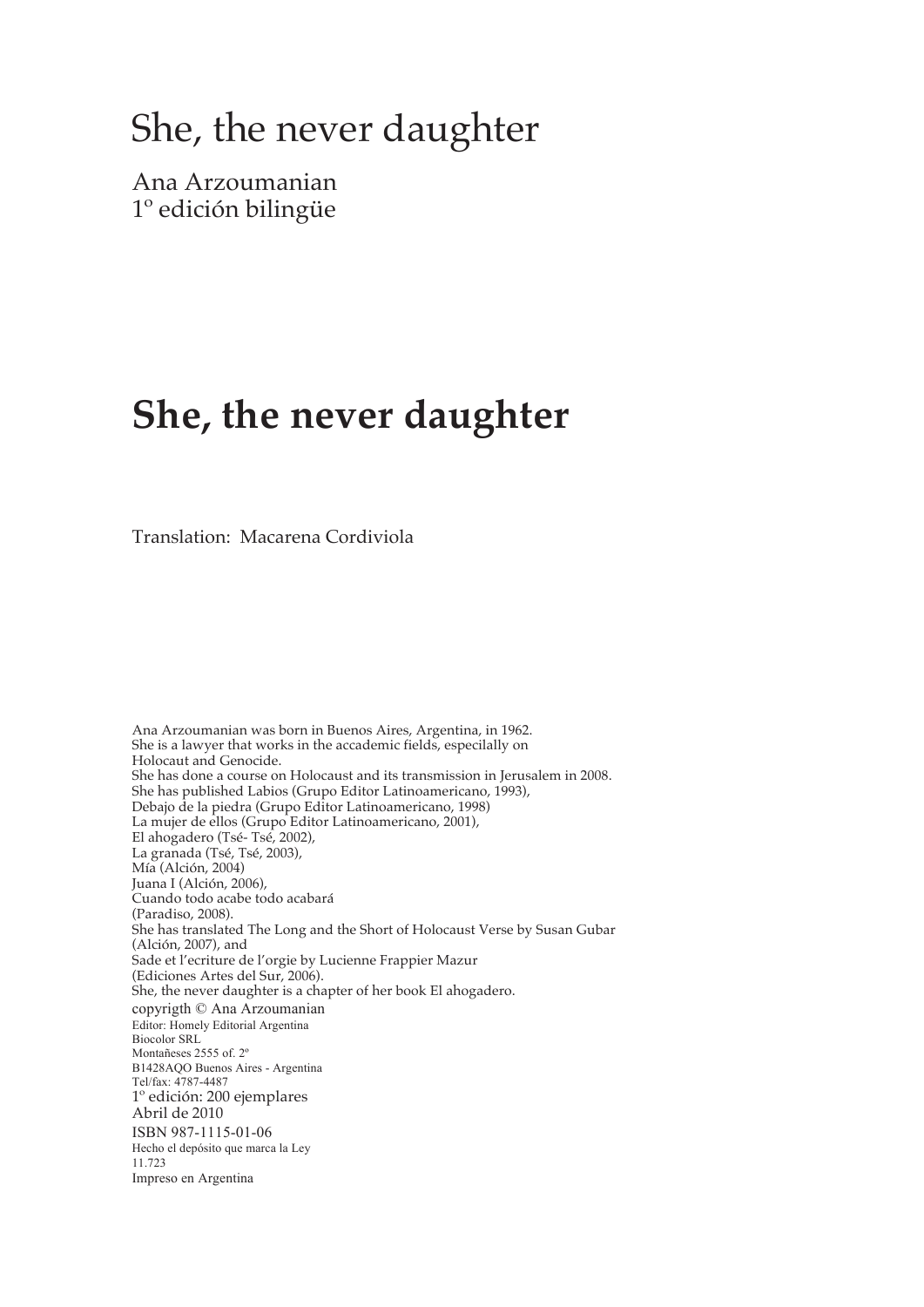# She, the never daughter

Ana Arzoumanian
1º edición bilingüe

# **She, the never daughter**

Translation: Macarena Cordiviola

Ana Arzoumanian was born in Buenos Aires, Argentina, in 1962.
She is a lawyer that works in the accademic fields, especilally on Holocaut and Genocide.
She has done a course on Holocaust and its transmission in Jerusalem in 2008.
She has published Labios (Grupo Editor Latinoamericano, 1993),
Debajo de la piedra (Grupo Editor Latinoamericano, 1998)
La mujer de ellos (Grupo Editor Latinoamericano, 2001),
El ahogadero (Tsé- Tsé, 2002),
La granada (Tsé, Tsé, 2003),
Mía (Alción, 2004)
Juana I (Alción, 2006),
Cuando todo acabe todo acabará
(Paradiso, 2008).
She has translated The Long and the Short of Holocaust Verse by Susan Gubar
(Alción, 2007), and
Sade et l'ecriture de l'orgie by Lucienne Frappier Mazur
(Ediciones Artes del Sur, 2006).
She, the never daughter is a chapter of her book El ahogadero.

copyrigth © Ana Arzoumanian
Editor: Homely Editorial Argentina
Biocolor SRL
Montañeses 2555 of. 2º
B1428AQO Buenos Aires - Argentina
Tel/fax: 4787-4487
1º edición: 200 ejemplares
Abril de 2010
ISBN 987-1115-01-06
Hecho el depósito que marca la Ley
11.723
Impreso en Argentina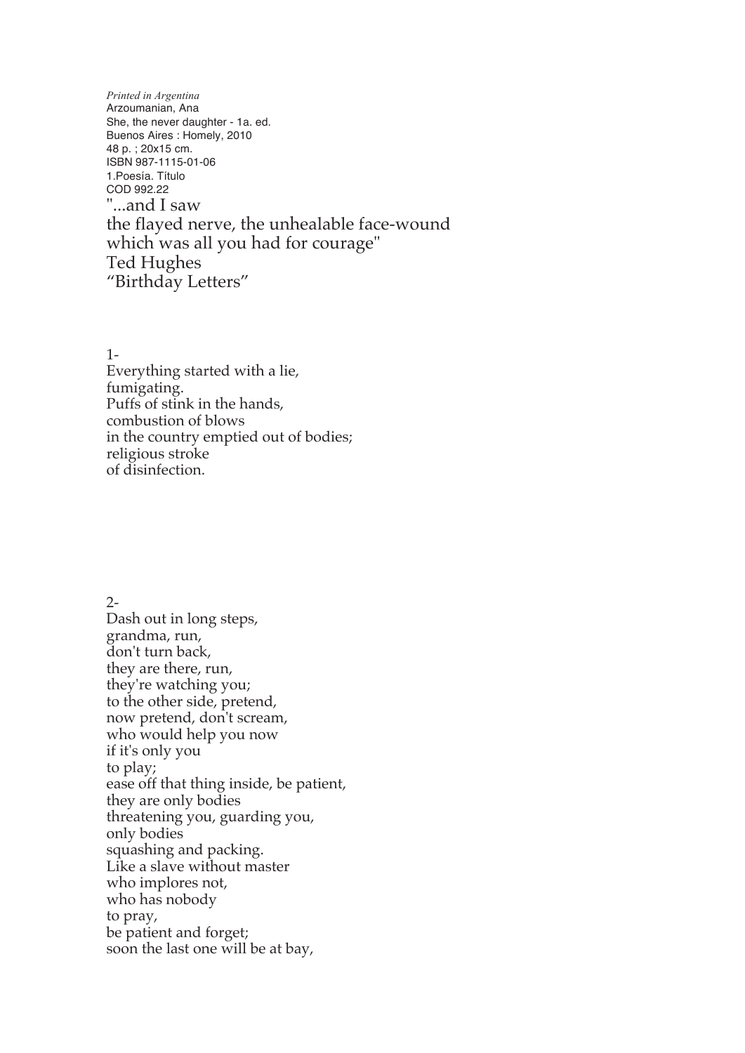*Printed in Argentina*
Arzoumanian, Ana
She, the never daughter - 1a. ed.
Buenos Aires : Homely, 2010
48 p. ; 20x15 cm.
ISBN 987-1115-01-06
1.Poesía. Título
COD 992.22

"...and I saw
the flayed nerve, the unhealable face-wound
which was all you had for courage"
Ted Hughes
"Birthday Letters"

1-
Everything started with a lie,
fumigating.
Puffs of stink in the hands,
combustion of blows
in the country emptied out of bodies;
religious stroke
of disinfection.

2-
Dash out in long steps,
grandma, run,
don't turn back,
they are there, run,
they're watching you;
to the other side, pretend,
now pretend, don't scream,
who would help you now
if it's only you
to play;
ease off that thing inside, be patient,
they are only bodies
threatening you, guarding you,
only bodies
squashing and packing.
Like a slave without master
who implores not,
who has nobody
to pray,
be patient and forget;
soon the last one will be at bay,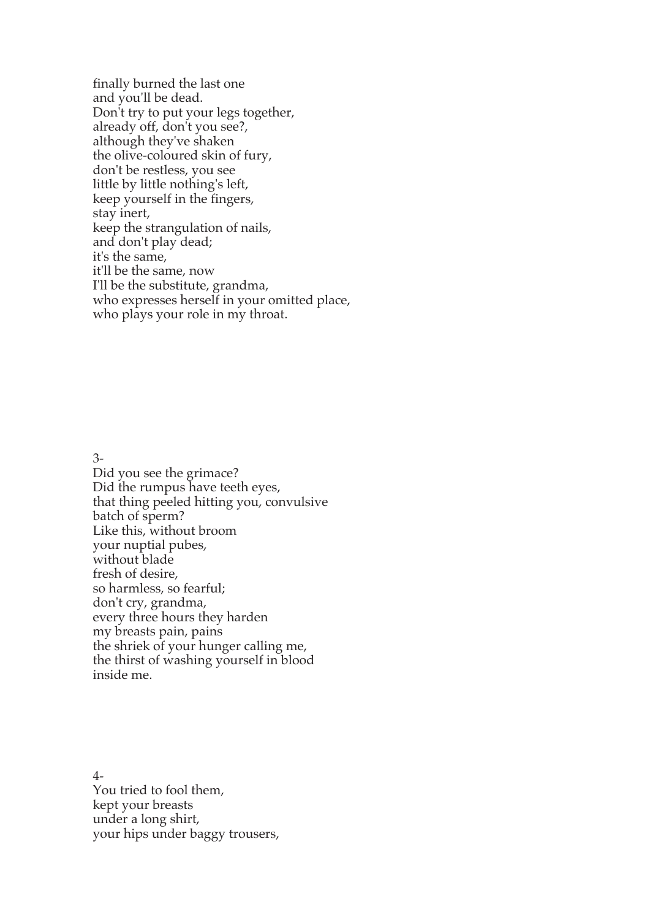finally burned the last one  
and you'll be dead.  
Don't try to put your legs together,  
already off, don't you see?,  
although they've shaken  
the olive-coloured skin of fury,  
don't be restless, you see  
little by little nothing's left,  
keep yourself in the fingers,  
stay inert,  
keep the strangulation of nails,  
and don't play dead;  
it's the same,  
it'll be the same, now  
I'll be the substitute, grandma,  
who expresses herself in your omitted place,  
who plays your role in my throat.

3-  
Did you see the grimace?  
Did the rumpus have teeth eyes,  
that thing peeled hitting you, convulsive  
batch of sperm?  
Like this, without broom  
your nuptial pubes,  
without blade  
fresh of desire,  
so harmless, so fearful;  
don't cry, grandma,  
every three hours they harden  
my breasts pain, pains  
the shriek of your hunger calling me,  
the thirst of washing yourself in blood  
inside me.

4-  
You tried to fool them,  
kept your breasts  
under a long shirt,  
your hips under baggy trousers,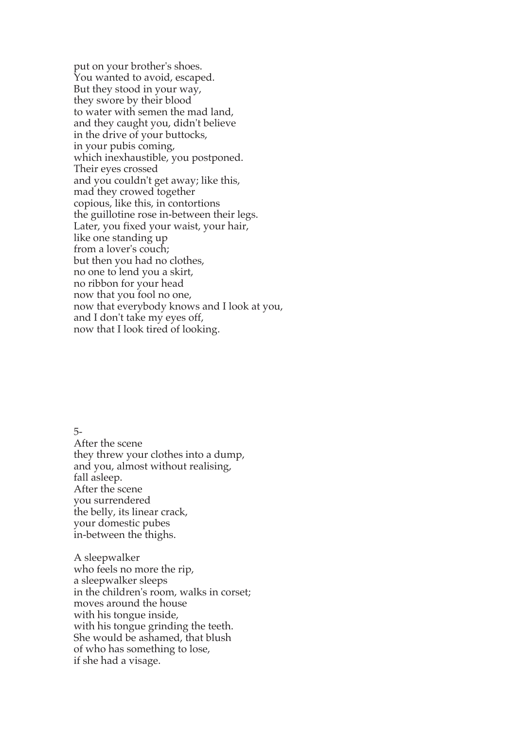put on your brother's shoes.
You wanted to avoid, escaped.
But they stood in your way,
they swore by their blood
to water with semen the mad land,
and they caught you, didn't believe
in the drive of your buttocks,
in your pubis coming,
which inexhaustible, you postponed.
Their eyes crossed
and you couldn't get away; like this,
mad they crowed together
copious, like this, in contortions
the guillotine rose in-between their legs.
Later, you fixed your waist, your hair,
like one standing up
from a lover's couch;
but then you had no clothes,
no one to lend you a skirt,
no ribbon for your head
now that you fool no one,
now that everybody knows and I look at you,
and I don't take my eyes off,
now that I look tired of looking.

5-
After the scene
they threw your clothes into a dump,
and you, almost without realising,
fall asleep.
After the scene
you surrendered
the belly, its linear crack,
your domestic pubes
in-between the thighs.

A sleepwalker
who feels no more the rip,
a sleepwalker sleeps
in the children's room, walks in corset;
moves around the house
with his tongue inside,
with his tongue grinding the teeth.
She would be ashamed, that blush
of who has something to lose,
if she had a visage.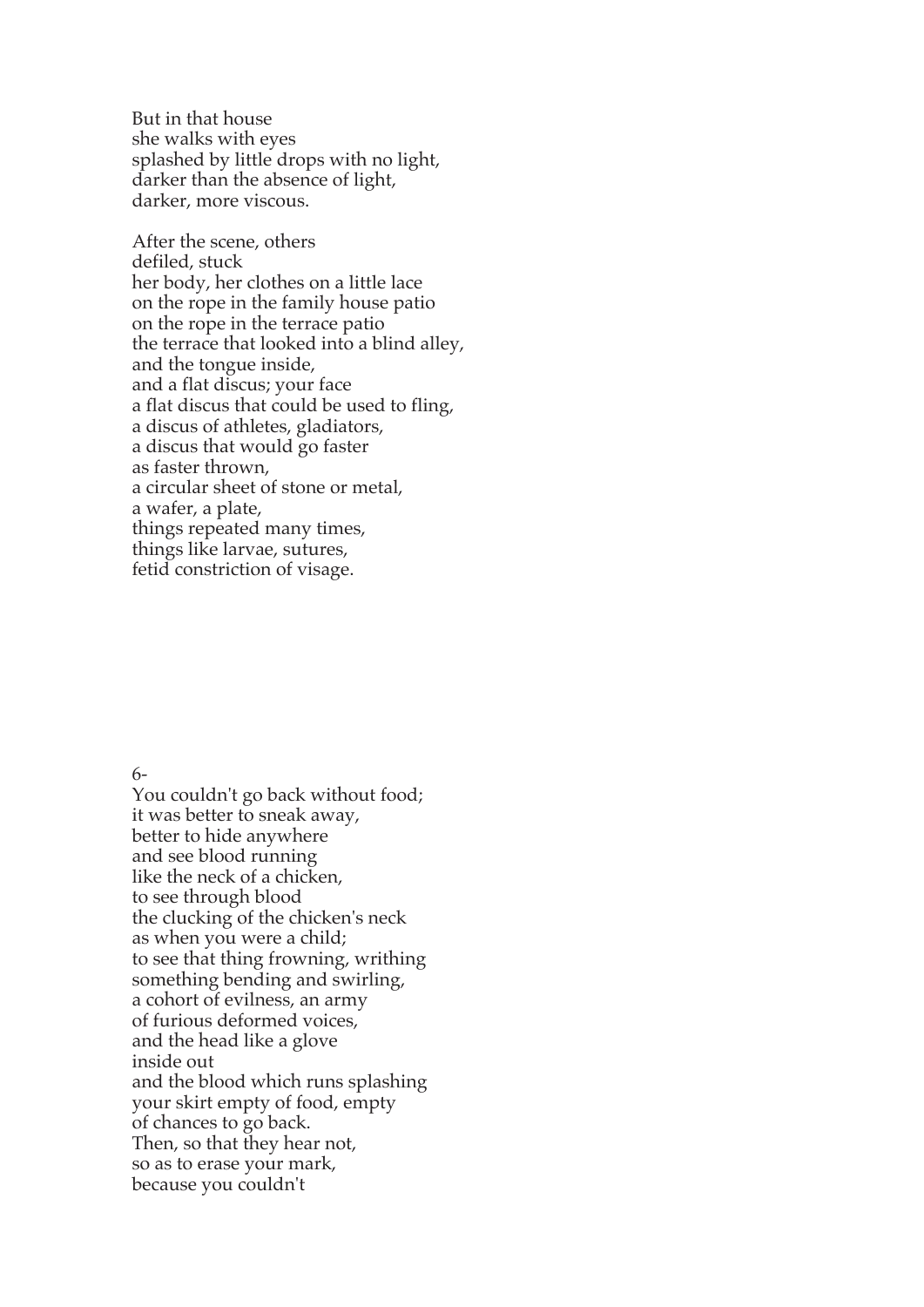But in that house
she walks with eyes
splashed by little drops with no light,
darker than the absence of light,
darker, more viscous.

After the scene, others
defiled, stuck
her body, her clothes on a little lace
on the rope in the family house patio
on the rope in the terrace patio
the terrace that looked into a blind alley,
and the tongue inside,
and a flat discus; your face
a flat discus that could be used to fling,
a discus of athletes, gladiators,
a discus that would go faster
as faster thrown,
a circular sheet of stone or metal,
a wafer, a plate,
things repeated many times,
things like larvae, sutures,
fetid constriction of visage.

6-
You couldn't go back without food;
it was better to sneak away,
better to hide anywhere
and see blood running
like the neck of a chicken,
to see through blood
the clucking of the chicken's neck
as when you were a child;
to see that thing frowning, writhing
something bending and swirling,
a cohort of evilness, an army
of furious deformed voices,
and the head like a glove
inside out
and the blood which runs splashing
your skirt empty of food, empty
of chances to go back.
Then, so that they hear not,
so as to erase your mark,
because you couldn't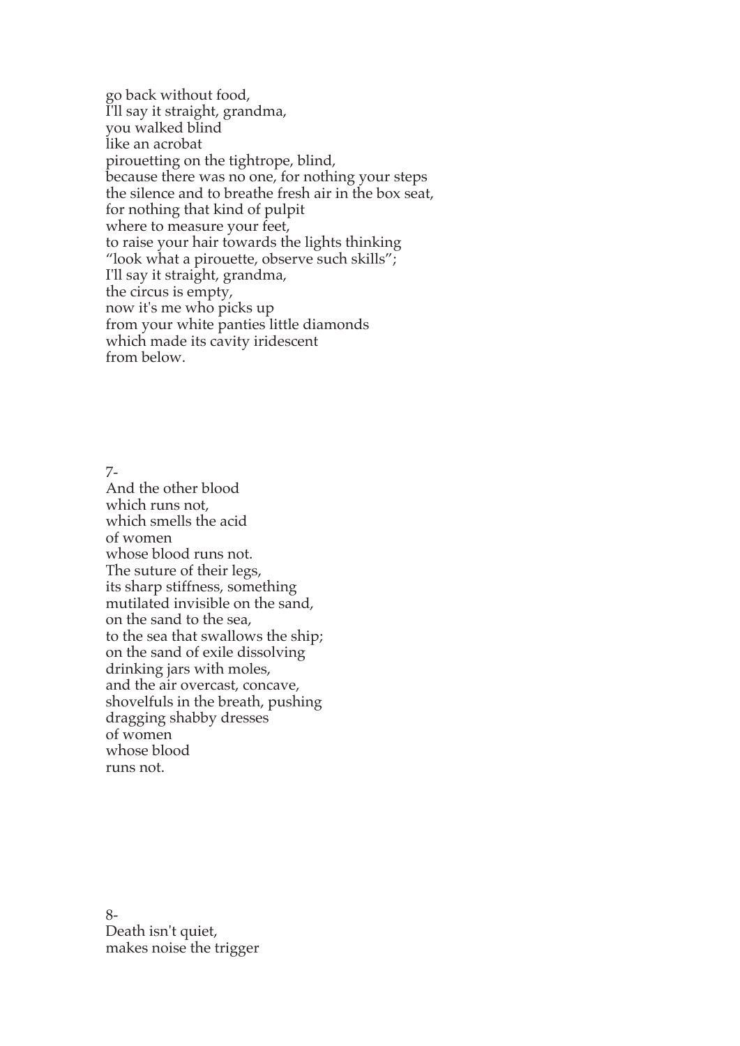go back without food,
I'll say it straight, grandma,
you walked blind
like an acrobat
pirouetting on the tightrope, blind,
because there was no one, for nothing your steps
the silence and to breathe fresh air in the box seat,
for nothing that kind of pulpit
where to measure your feet,
to raise your hair towards the lights thinking
"look what a pirouette, observe such skills";
I'll say it straight, grandma,
the circus is empty,
now it's me who picks up
from your white panties little diamonds
which made its cavity iridescent
from below.

7-
And the other blood
which runs not,
which smells the acid
of women
whose blood runs not.
The suture of their legs,
its sharp stiffness, something
mutilated invisible on the sand,
on the sand to the sea,
to the sea that swallows the ship;
on the sand of exile dissolving
drinking jars with moles,
and the air overcast, concave,
shovelfuls in the breath, pushing
dragging shabby dresses
of women
whose blood
runs not.

8-
Death isn't quiet,
makes noise the trigger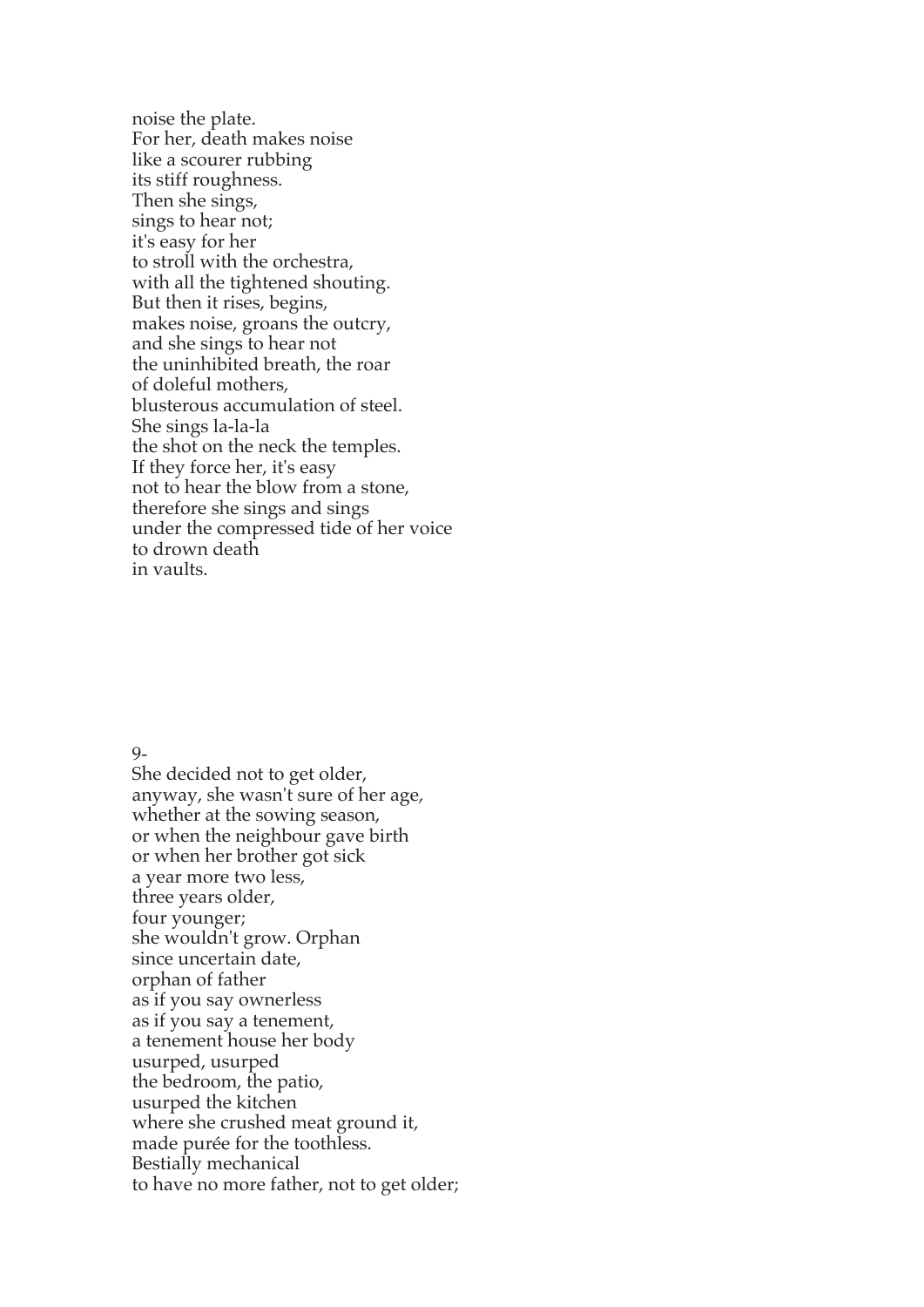noise the plate.
For her, death makes noise
like a scourer rubbing
its stiff roughness.
Then she sings,
sings to hear not;
it's easy for her
to stroll with the orchestra,
with all the tightened shouting.
But then it rises, begins,
makes noise, groans the outcry,
and she sings to hear not
the uninhibited breath, the roar
of doleful mothers,
blusterous accumulation of steel.
She sings la-la-la
the shot on the neck the temples.
If they force her, it's easy
not to hear the blow from a stone,
therefore she sings and sings
under the compressed tide of her voice
to drown death
in vaults.

9-
She decided not to get older,
anyway, she wasn't sure of her age,
whether at the sowing season,
or when the neighbour gave birth
or when her brother got sick
a year more two less,
three years older,
four younger;
she wouldn't grow. Orphan
since uncertain date,
orphan of father
as if you say ownerless
as if you say a tenement,
a tenement house her body
usurped, usurped
the bedroom, the patio,
usurped the kitchen
where she crushed meat ground it,
made purée for the toothless.
Bestially mechanical
to have no more father, not to get older;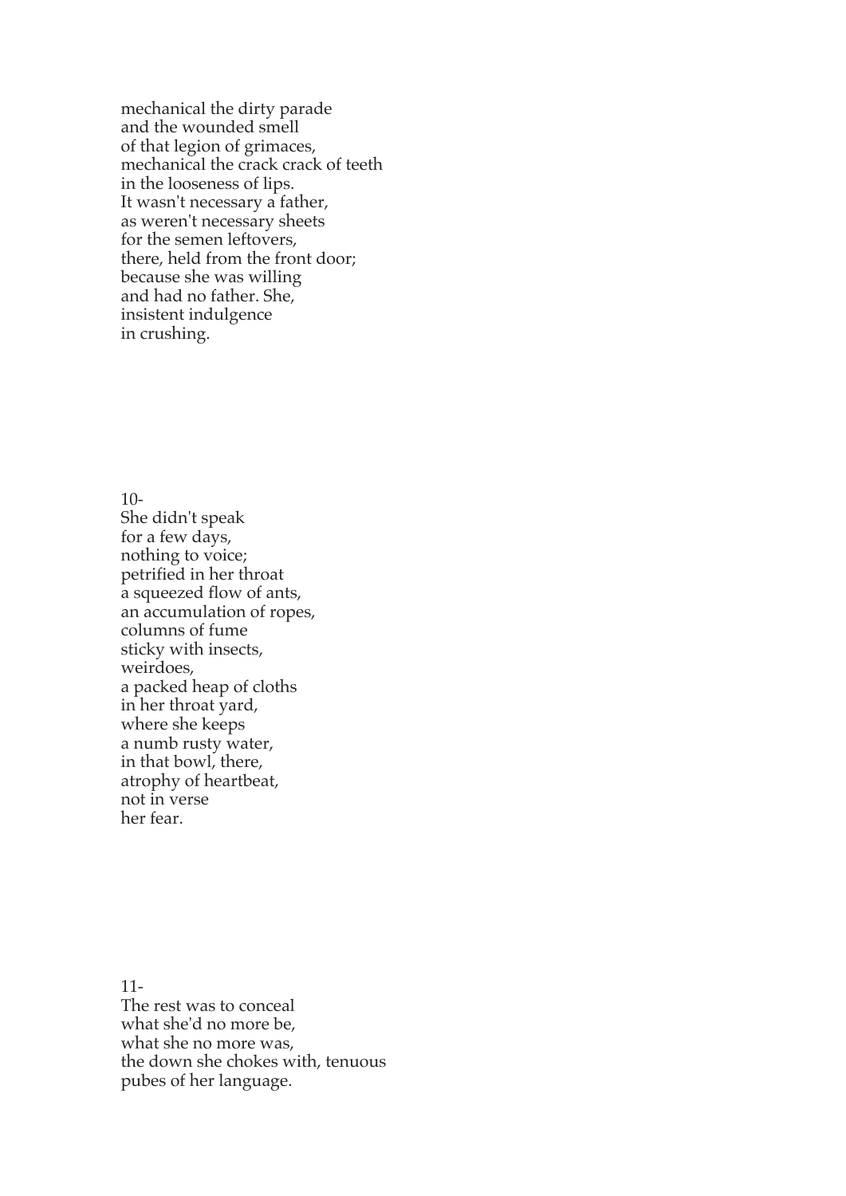mechanical the dirty parade
and the wounded smell
of that legion of grimaces,
mechanical the crack crack of teeth
in the looseness of lips.
It wasn't necessary a father,
as weren't necessary sheets
for the semen leftovers,
there, held from the front door;
because she was willing
and had no father. She,
insistent indulgence
in crushing.

10-
She didn't speak
for a few days,
nothing to voice;
petrified in her throat
a squeezed flow of ants,
an accumulation of ropes,
columns of fume
sticky with insects,
weirdoes,
a packed heap of cloths
in her throat yard,
where she keeps
a numb rusty water,
in that bowl, there,
atrophy of heartbeat,
not in verse
her fear.

11-
The rest was to conceal
what she'd no more be,
what she no more was,
the down she chokes with, tenuous
pubes of her language.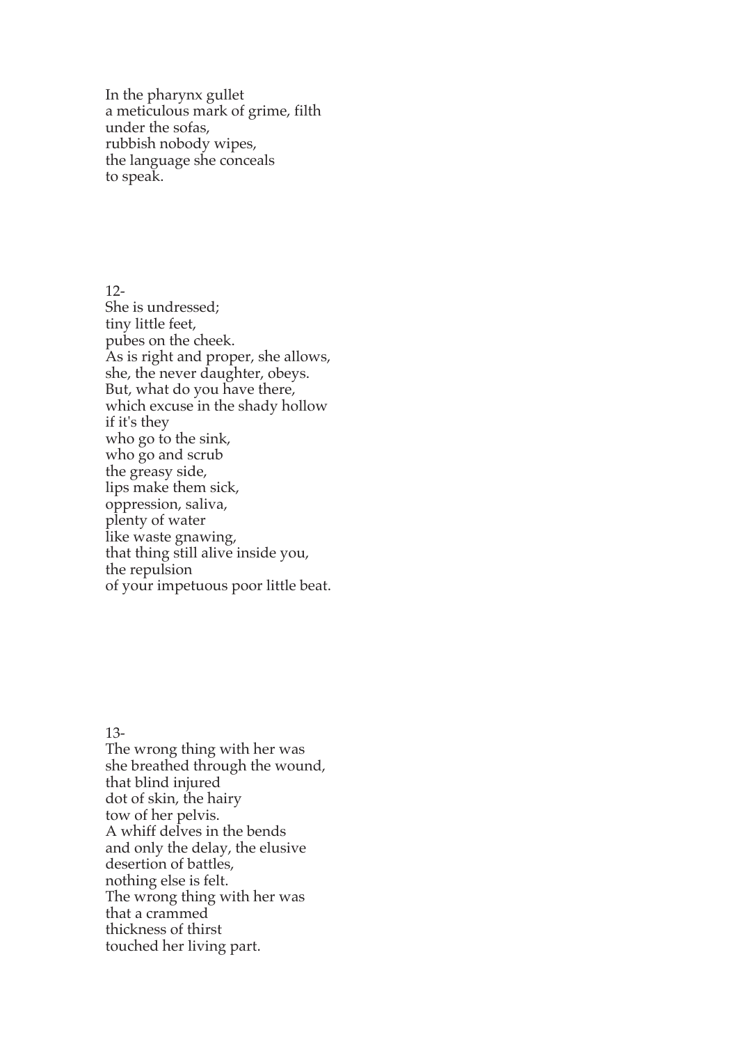In the pharynx gullet
a meticulous mark of grime, filth
under the sofas,
rubbish nobody wipes,
the language she conceals
to speak.

12-
She is undressed;
tiny little feet,
pubes on the cheek.
As is right and proper, she allows,
she, the never daughter, obeys.
But, what do you have there,
which excuse in the shady hollow
if it's they
who go to the sink,
who go and scrub
the greasy side,
lips make them sick,
oppression, saliva,
plenty of water
like waste gnawing,
that thing still alive inside you,
the repulsion
of your impetuous poor little beat.

13-
The wrong thing with her was
she breathed through the wound,
that blind injured
dot of skin, the hairy
tow of her pelvis.
A whiff delves in the bends
and only the delay, the elusive
desertion of battles,
nothing else is felt.
The wrong thing with her was
that a crammed
thickness of thirst
touched her living part.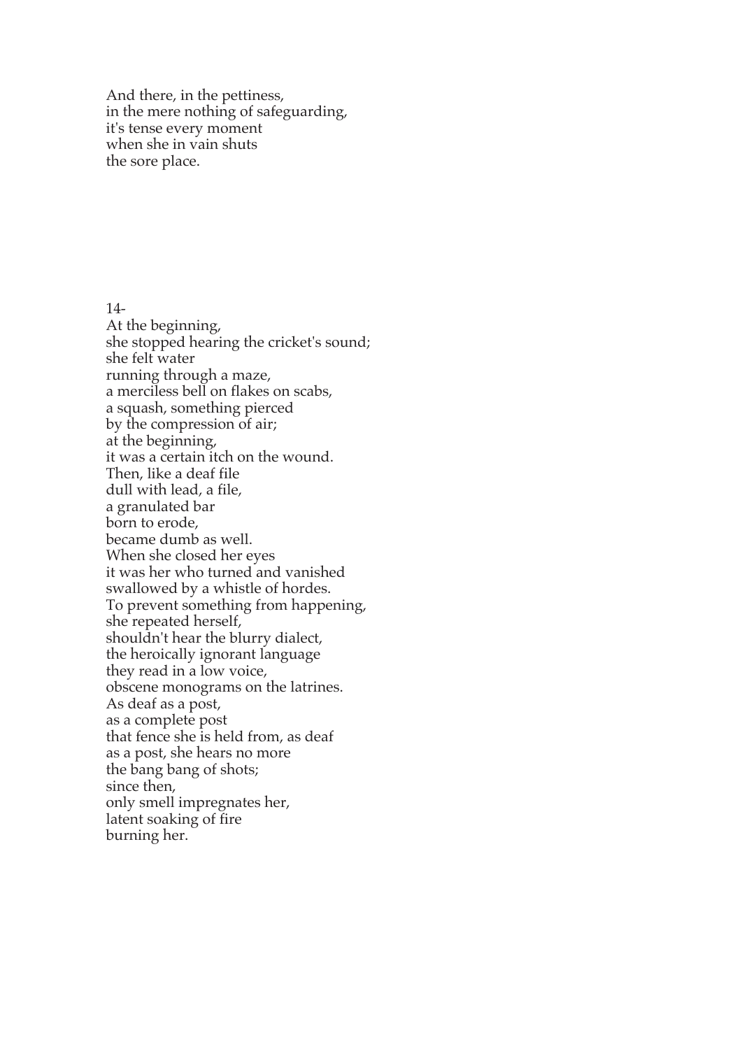And there, in the pettiness,  
in the mere nothing of safeguarding,  
it's tense every moment  
when she in vain shuts  
the sore place.

14-  
At the beginning,  
she stopped hearing the cricket's sound;  
she felt water  
running through a maze,  
a merciless bell on flakes on scabs,  
a squash, something pierced  
by the compression of air;  
at the beginning,  
it was a certain itch on the wound.  
Then, like a deaf file  
dull with lead, a file,  
a granulated bar  
born to erode,  
became dumb as well.  
When she closed her eyes  
it was her who turned and vanished  
swallowed by a whistle of hordes.  
To prevent something from happening,  
she repeated herself,  
shouldn't hear the blurry dialect,  
the heroically ignorant language  
they read in a low voice,  
obscene monograms on the latrines.  
As deaf as a post,  
as a complete post  
that fence she is held from, as deaf  
as a post, she hears no more  
the bang bang of shots;  
since then,  
only smell impregnates her,  
latent soaking of fire  
burning her.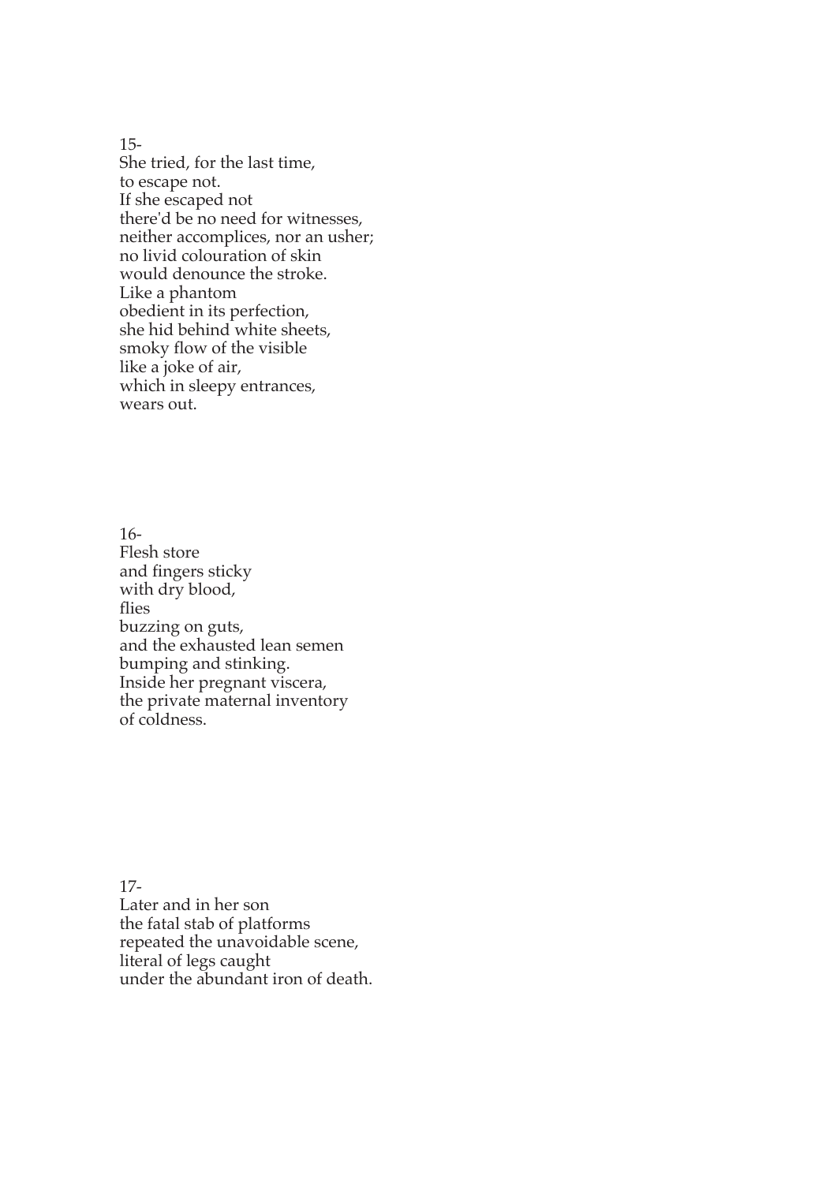15-
She tried, for the last time,
to escape not.
If she escaped not
there'd be no need for witnesses,
neither accomplices, nor an usher;
no livid colouration of skin
would denounce the stroke.
Like a phantom
obedient in its perfection,
she hid behind white sheets,
smoky flow of the visible
like a joke of air,
which in sleepy entrances,
wears out.

16-
Flesh store
and fingers sticky
with dry blood,
flies
buzzing on guts,
and the exhausted lean semen
bumping and stinking.
Inside her pregnant viscera,
the private maternal inventory
of coldness.

17-
Later and in her son
the fatal stab of platforms
repeated the unavoidable scene,
literal of legs caught
under the abundant iron of death.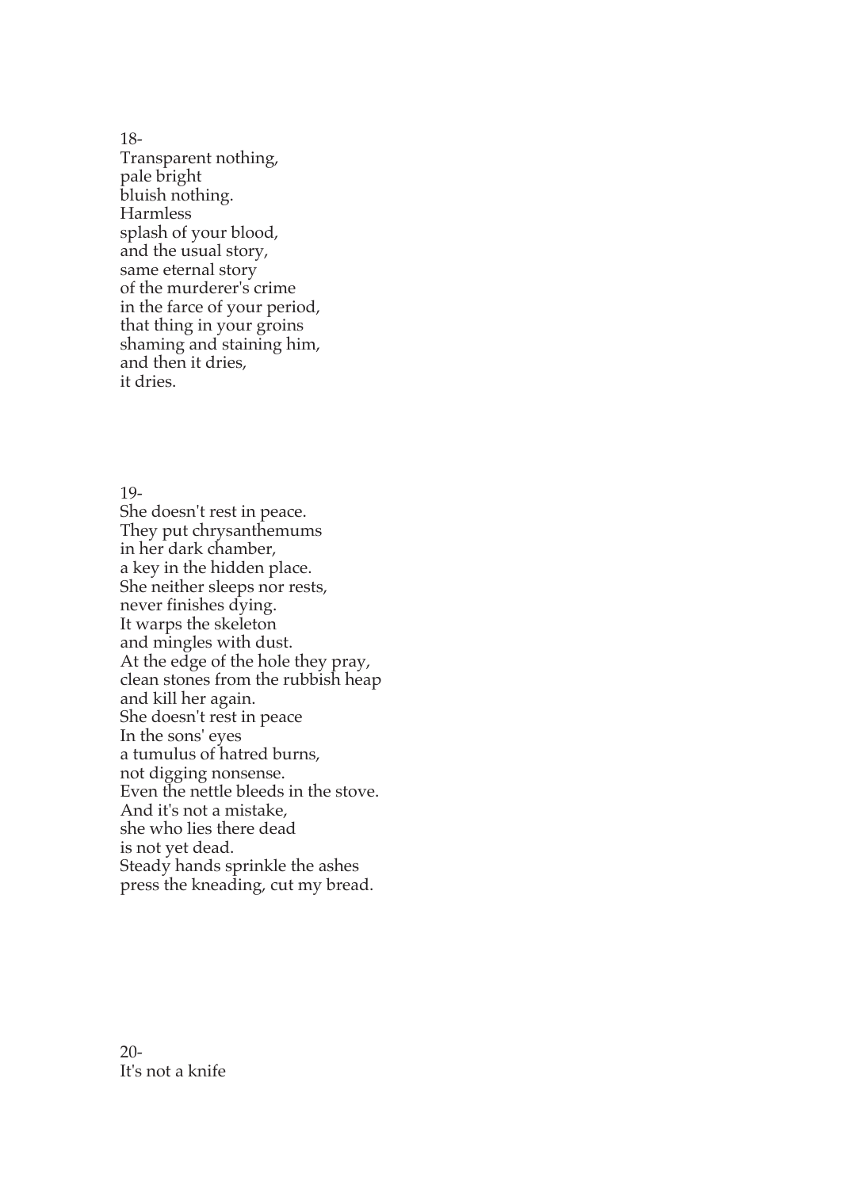18-
Transparent nothing,
pale bright
bluish nothing.
Harmless
splash of your blood,
and the usual story,
same eternal story
of the murderer's crime
in the farce of your period,
that thing in your groins
shaming and staining him,
and then it dries,
it dries.

19-
She doesn't rest in peace.
They put chrysanthemums
in her dark chamber,
a key in the hidden place.
She neither sleeps nor rests,
never finishes dying.
It warps the skeleton
and mingles with dust.
At the edge of the hole they pray,
clean stones from the rubbish heap
and kill her again.
She doesn't rest in peace
In the sons' eyes
a tumulus of hatred burns,
not digging nonsense.
Even the nettle bleeds in the stove.
And it's not a mistake,
she who lies there dead
is not yet dead.
Steady hands sprinkle the ashes
press the kneading, cut my bread.

20-
It's not a knife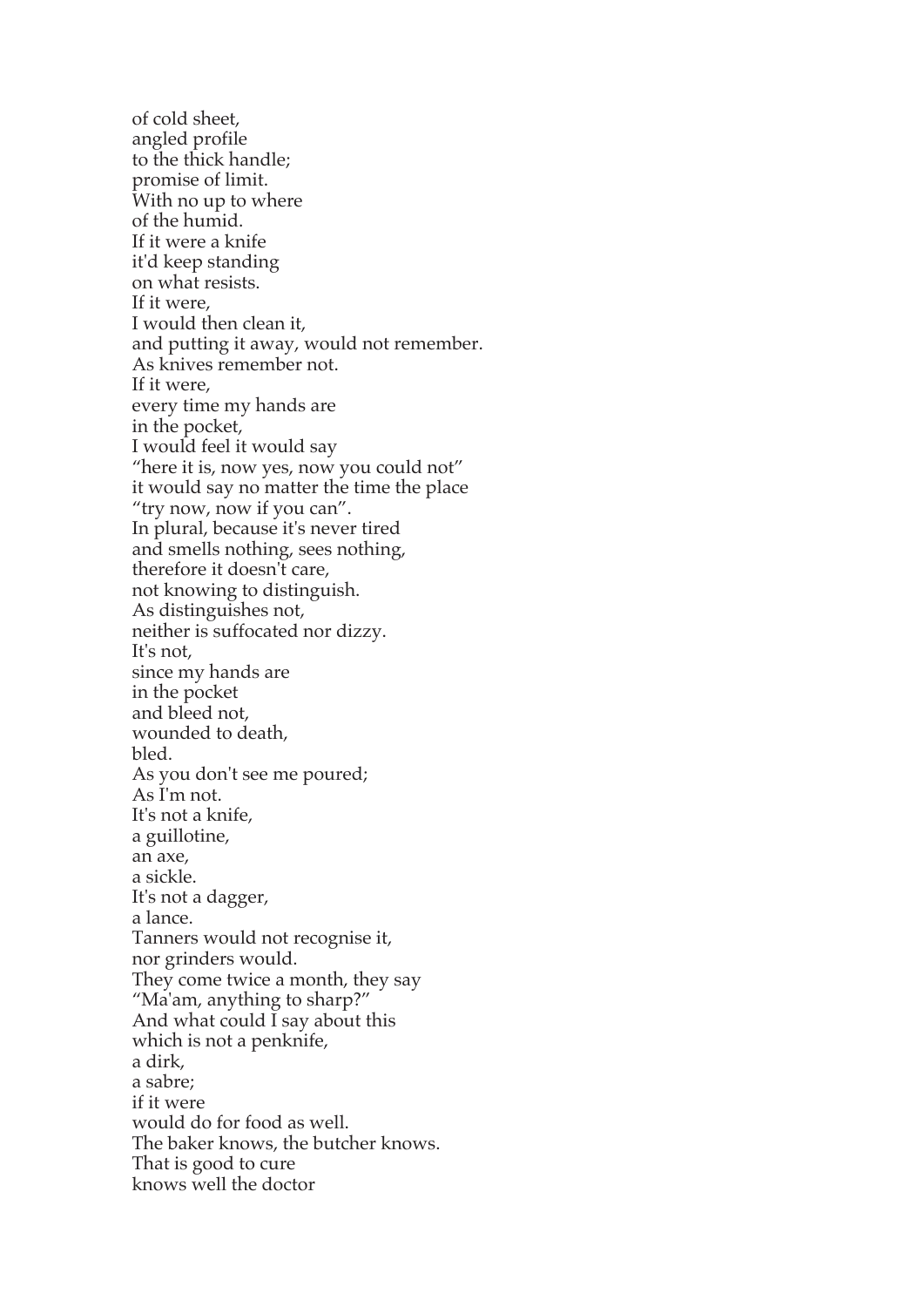of cold sheet,
angled profile
to the thick handle;
promise of limit.
With no up to where
of the humid.
If it were a knife
it'd keep standing
on what resists.
If it were,
I would then clean it,
and putting it away, would not remember.
As knives remember not.
If it were,
every time my hands are
in the pocket,
I would feel it would say
"here it is, now yes, now you could not"
it would say no matter the time the place
"try now, now if you can".
In plural, because it's never tired
and smells nothing, sees nothing,
therefore it doesn't care,
not knowing to distinguish.
As distinguishes not,
neither is suffocated nor dizzy.
It's not,
since my hands are
in the pocket
and bleed not,
wounded to death,
bled.
As you don't see me poured;
As I'm not.
It's not a knife,
a guillotine,
an axe,
a sickle.
It's not a dagger,
a lance.
Tanners would not recognise it,
nor grinders would.
They come twice a month, they say
"Ma'am, anything to sharp?"
And what could I say about this
which is not a penknife,
a dirk,
a sabre;
if it were
would do for food as well.
The baker knows, the butcher knows.
That is good to cure
knows well the doctor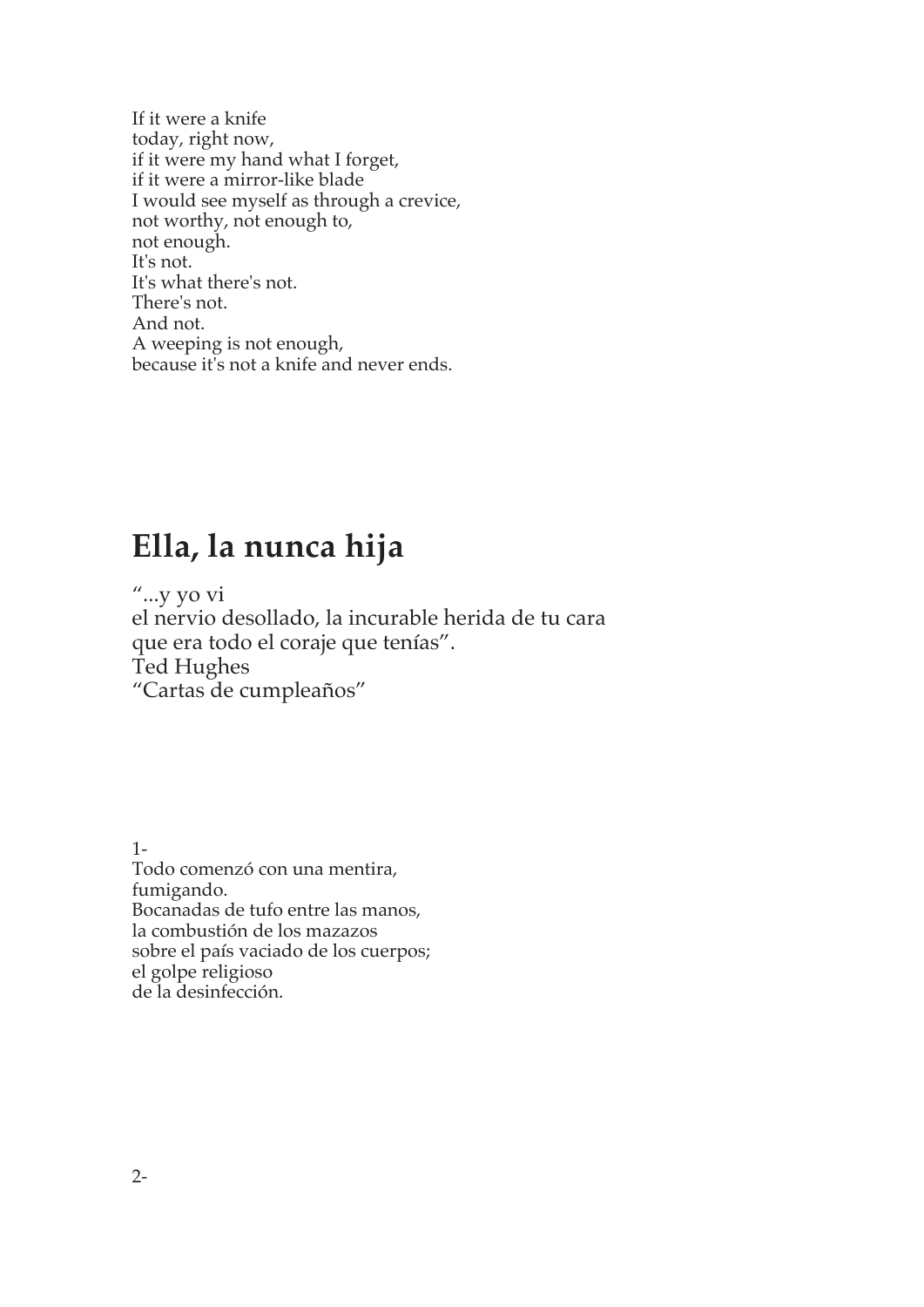If it were a knife
today, right now,
if it were my hand what I forget,
if it were a mirror-like blade
I would see myself as through a crevice,
not worthy, not enough to,
not enough.
It's not.
It's what there's not.
There's not.
And not.
A weeping is not enough,
because it's not a knife and never ends.

## Ella, la nunca hija

"...y yo vi
el nervio desollado, la incurable herida de tu cara
que era todo el coraje que tenías".
Ted Hughes
"Cartas de cumpleaños"

1-
Todo comenzó con una mentira,
fumigando.
Bocanadas de tufo entre las manos,
la combustión de los mazazos
sobre el país vaciado de los cuerpos;
el golpe religioso
de la desinfección.

2-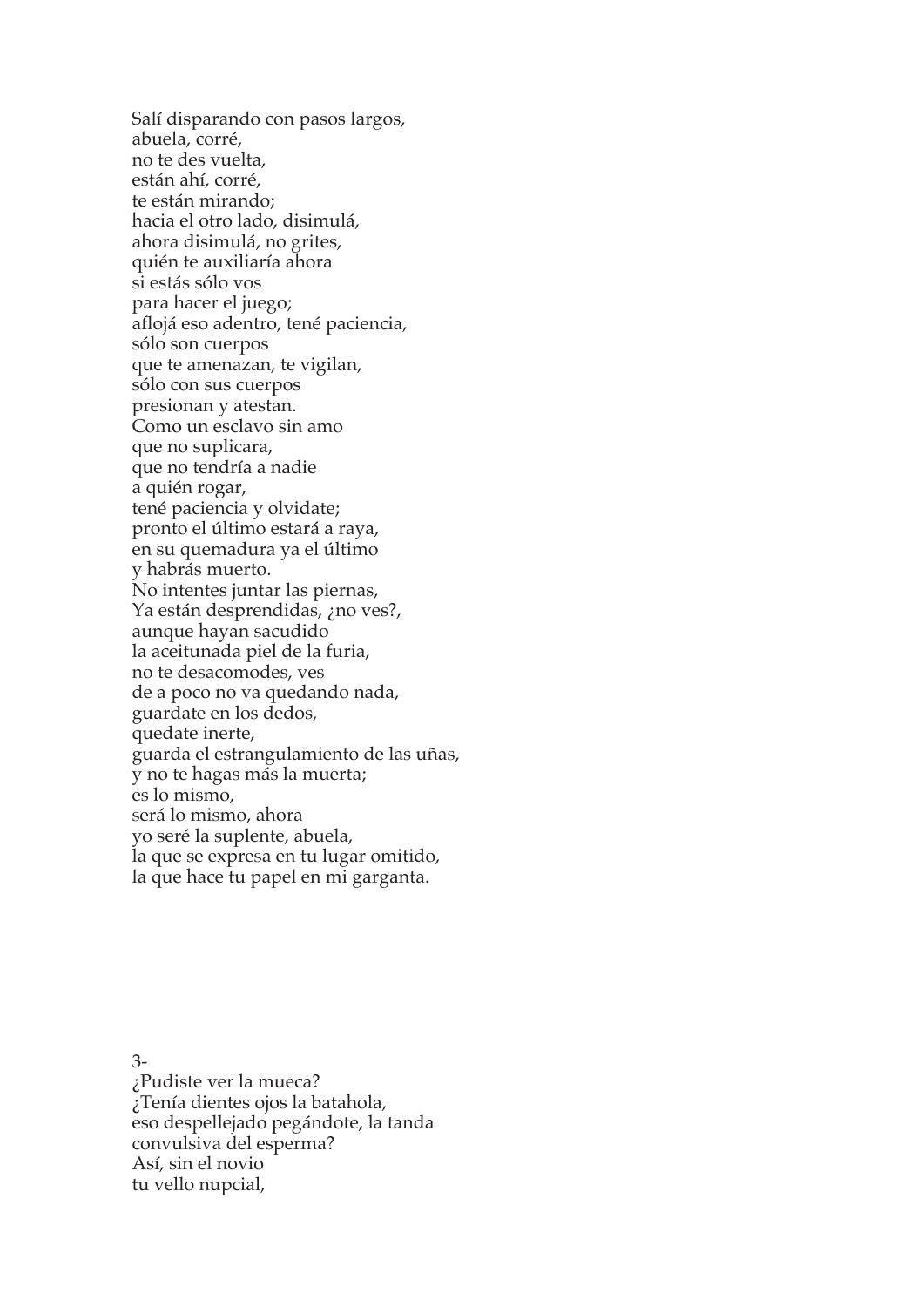Salí disparando con pasos largos,
abuela, corré,
no te des vuelta,
están ahí, corré,
te están mirando;
hacia el otro lado, disimulá,
ahora disimulá, no grites,
quién te auxiliaría ahora
si estás sólo vos
para hacer el juego;
aflojá eso adentro, tené paciencia,
sólo son cuerpos
que te amenazan, te vigilan,
sólo con sus cuerpos
presionan y atestan.
Como un esclavo sin amo
que no suplicara,
que no tendría a nadie
a quién rogar,
tené paciencia y olvidate;
pronto el último estará a raya,
en su quemadura ya el último
y habrás muerto.
No intentes juntar las piernas,
Ya están desprendidas, ¿no ves?,
aunque hayan sacudido
la aceitunada piel de la furia,
no te desacomodes, ves
de a poco no va quedando nada,
guardate en los dedos,
quedate inerte,
guarda el estrangulamiento de las uñas,
y no te hagas más la muerta;
es lo mismo,
será lo mismo, ahora
yo seré la suplente, abuela,
la que se expresa en tu lugar omitido,
la que hace tu papel en mi garganta.

3-
¿Pudiste ver la mueca?
¿Tenía dientes ojos la batahola,
eso despellejado pegándote, la tanda
convulsiva del esperma?
Así, sin el novio
tu vello nupcial,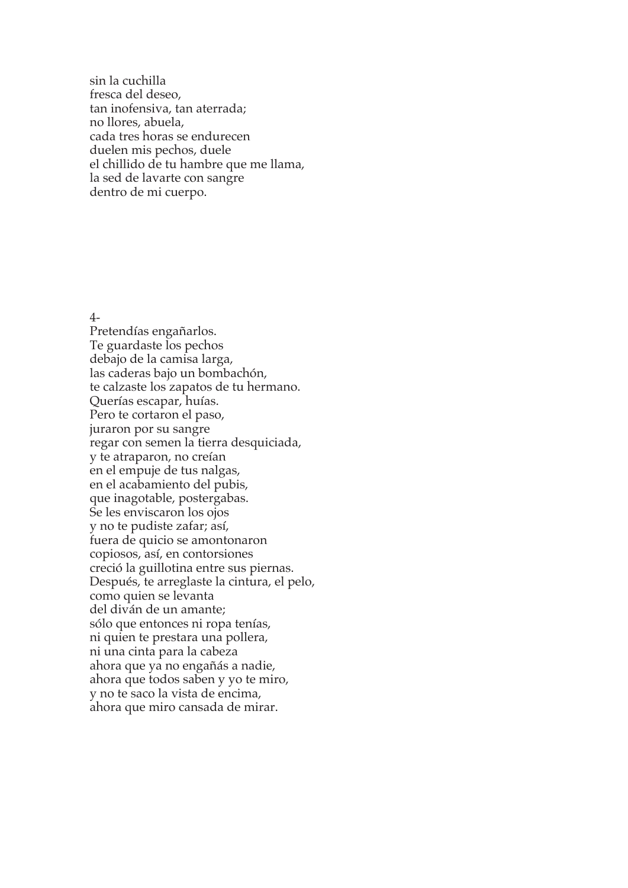sin la cuchilla
fresca del deseo,
tan inofensiva, tan aterrada;
no llores, abuela,
cada tres horas se endurecen
duelen mis pechos, duele
el chillido de tu hambre que me llama,
la sed de lavarte con sangre
dentro de mi cuerpo.

4-
Pretendías engañarlos.
Te guardaste los pechos
debajo de la camisa larga,
las caderas bajo un bombachón,
te calzaste los zapatos de tu hermano.
Querías escapar, huías.
Pero te cortaron el paso,
juraron por su sangre
regar con semen la tierra desquiciada,
y te atraparon, no creían
en el empuje de tus nalgas,
en el acabamiento del pubis,
que inagotable, postergabas.
Se les enviscaron los ojos
y no te pudiste zafar; así,
fuera de quicio se amontonaron
copiosos, así, en contorsiones
creció la guillotina entre sus piernas.
Después, te arreglaste la cintura, el pelo,
como quien se levanta
del diván de un amante;
sólo que entonces ni ropa tenías,
ni quien te prestara una pollera,
ni una cinta para la cabeza
ahora que ya no engañás a nadie,
ahora que todos saben y yo te miro,
y no te saco la vista de encima,
ahora que miro cansada de mirar.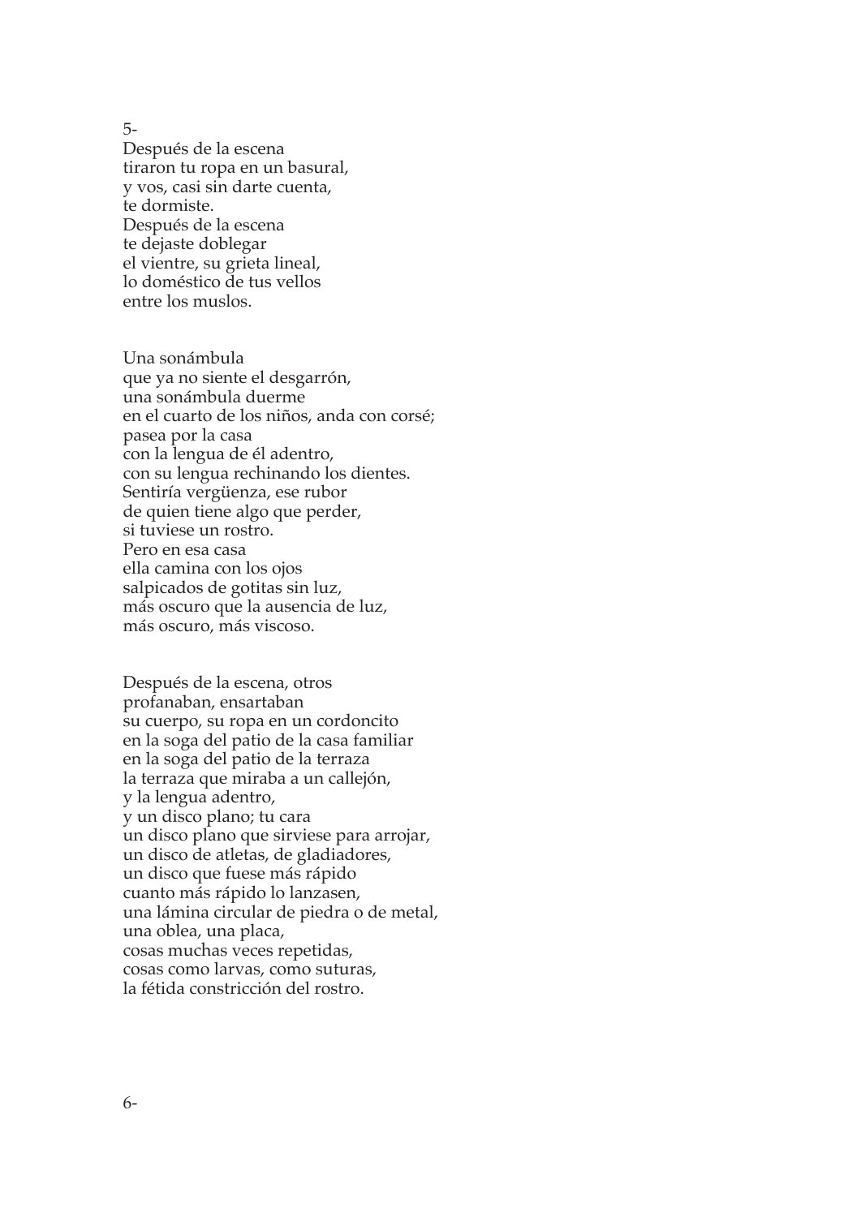5-

Después de la escena  
tiraron tu ropa en un basural,  
y vos, casi sin darte cuenta,  
te dormiste.  
Después de la escena  
te dejaste doblegar  
el vientre, su grieta lineal,  
lo doméstico de tus vellos  
entre los muslos.

Una sonámbula  
que ya no siente el desgarrón,  
una sonámbula duerme  
en el cuarto de los niños, anda con corsé;  
pasea por la casa  
con la lengua de él adentro,  
con su lengua rechinando los dientes.  
Sentiría vergüenza, ese rubor  
de quien tiene algo que perder,  
si tuviese un rostro.  
Pero en esa casa  
ella camina con los ojos  
salpicados de gotitas sin luz,  
más oscuro que la ausencia de luz,  
más oscuro, más viscoso.

Después de la escena, otros  
profanaban, ensartaban  
su cuerpo, su ropa en un cordoncito  
en la soga del patio de la casa familiar  
en la soga del patio de la terraza  
la terraza que miraba a un callejón,  
y la lengua adentro,  
y un disco plano; tu cara  
un disco plano que sirviese para arrojar,  
un disco de atletas, de gladiadores,  
un disco que fuese más rápido  
cuanto más rápido lo lanzasen,  
una lámina circular de piedra o de metal,  
una oblea, una placa,  
cosas muchas veces repetidas,  
cosas como larvas, como suturas,  
la fétida constricción del rostro.

6-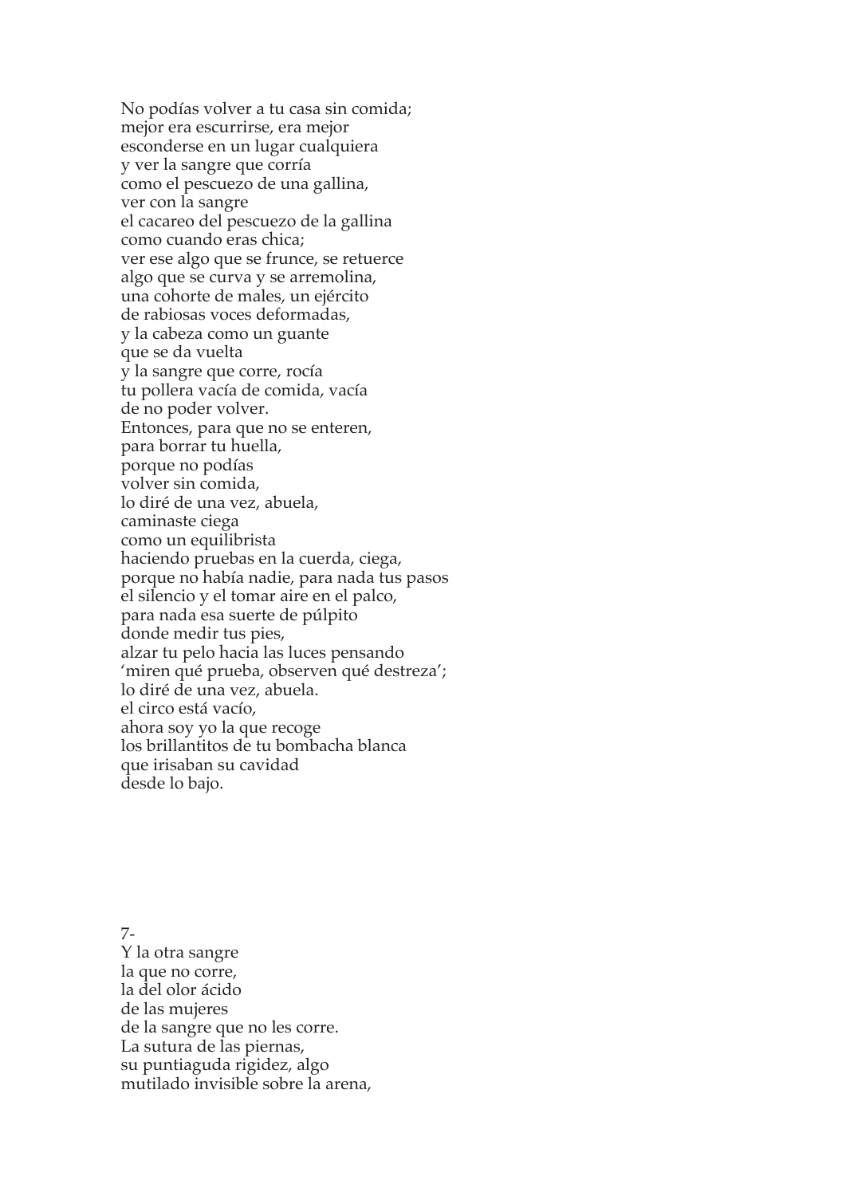No podías volver a tu casa sin comida;  
mejor era escurrirse, era mejor  
esconderse en un lugar cualquiera  
y ver la sangre que corría  
como el pescuezo de una gallina,  
ver con la sangre  
el cacareo del pescuezo de la gallina  
como cuando eras chica;  
ver ese algo que se frunce, se retuerce  
algo que se curva y se arremolina,  
una cohorte de males, un ejército  
de rabiosas voces deformadas,  
y la cabeza como un guante  
que se da vuelta  
y la sangre que corre, rocía  
tu pollera vacía de comida, vacía  
de no poder volver.  
Entonces, para que no se enteren,  
para borrar tu huella,  
porque no podías  
volver sin comida,  
lo diré de una vez, abuela,  
caminaste ciega  
como un equilibrista  
haciendo pruebas en la cuerda, ciega,  
porque no había nadie, para nada tus pasos  
el silencio y el tomar aire en el palco,  
para nada esa suerte de púlpito  
donde medir tus pies,  
alzar tu pelo hacia las luces pensando  
'miren qué prueba, observen qué destreza';  
lo diré de una vez, abuela.  
el circo está vacío,  
ahora soy yo la que recoge  
los brillantitos de tu bombacha blanca  
que irisaban su cavidad  
desde lo bajo.

7-  
Y la otra sangre  
la que no corre,  
la del olor ácido  
de las mujeres  
de la sangre que no les corre.  
La sutura de las piernas,  
su puntiaguda rigidez, algo  
mutilado invisible sobre la arena,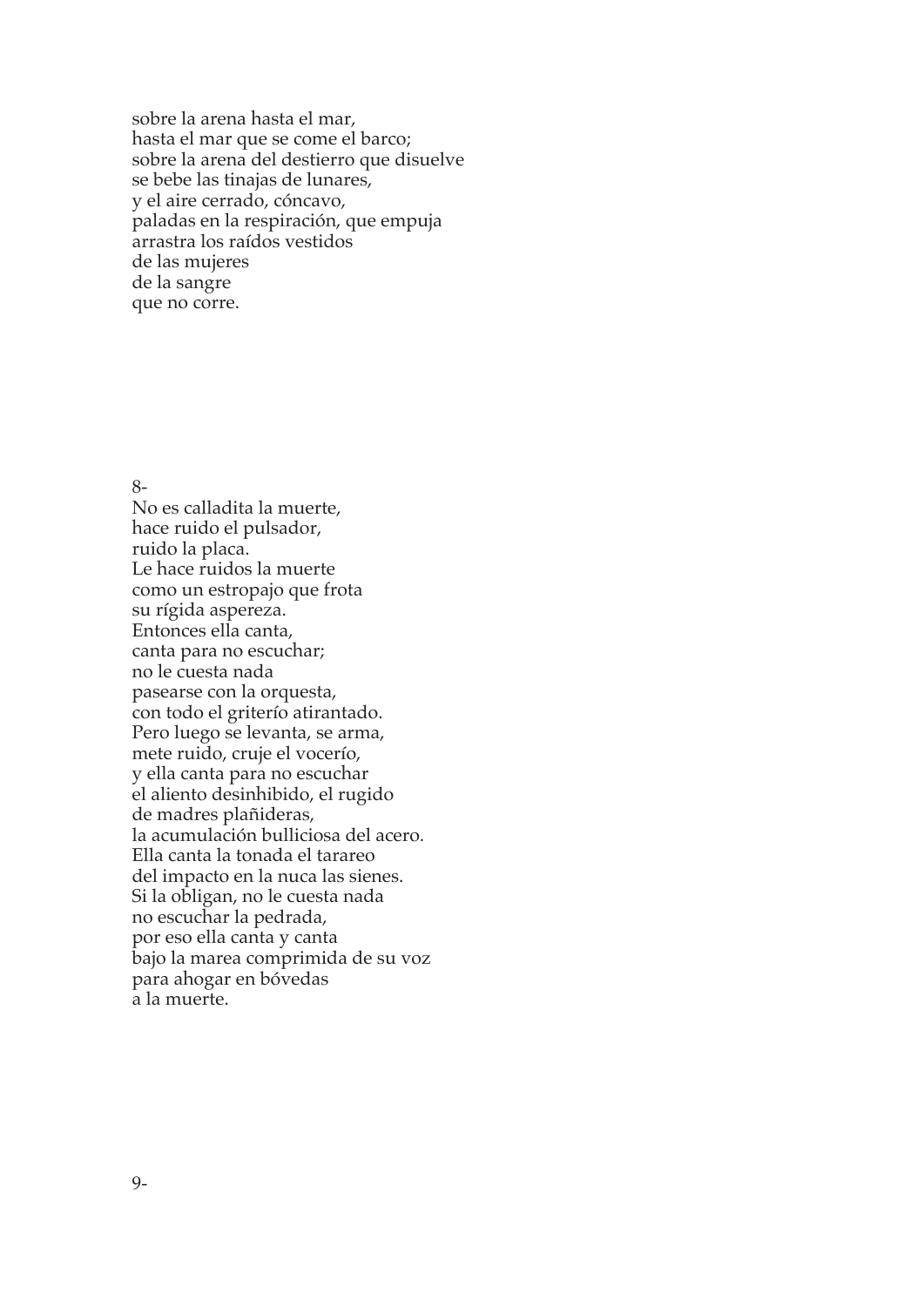sobre la arena hasta el mar,  
hasta el mar que se come el barco;  
sobre la arena del destierro que disuelve  
se bebe las tinajas de lunares,  
y el aire cerrado, cóncavo,  
paladas en la respiración, que empuja  
arrastra los raídos vestidos  
de las mujeres  
de la sangre  
que no corre.

8-

No es calladita la muerte,  
hace ruido el pulsador,  
ruido la placa.  
Le hace ruidos la muerte  
como un estropajo que frota  
su rígida aspereza.  
Entonces ella canta,  
canta para no escuchar;  
no le cuesta nada  
pasearse con la orquesta,  
con todo el griterío atirantado.  
Pero luego se levanta, se arma,  
mete ruido, cruje el vocerío,  
y ella canta para no escuchar  
el aliento desinhibido, el rugido  
de madres plañideras,  
la acumulación bulliciosa del acero.  
Ella canta la tonada el tarareo  
del impacto en la nuca las sienes.  
Si la obligan, no le cuesta nada  
no escuchar la pedrada,  
por eso ella canta y canta  
bajo la marea comprimida de su voz  
para ahogar en bóvedas  
a la muerte.

9-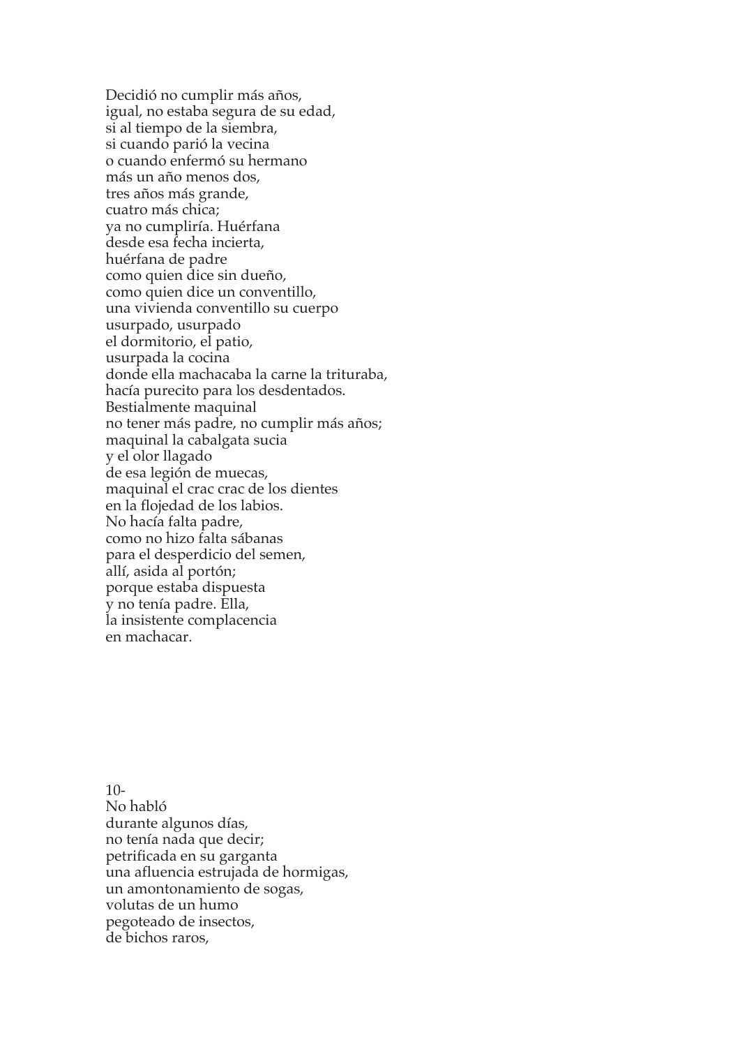Decidió no cumplir más años,  
igual, no estaba segura de su edad,  
si al tiempo de la siembra,  
si cuando parió la vecina  
o cuando enfermó su hermano  
más un año menos dos,  
tres años más grande,  
cuatro más chica;  
ya no cumpliría. Huérfana  
desde esa fecha incierta,  
huérfana de padre  
como quien dice sin dueño,  
como quien dice un conventillo,  
una vivienda conventillo su cuerpo  
usurpado, usurpado  
el dormitorio, el patio,  
usurpada la cocina  
donde ella machacaba la carne la trituraba,  
hacía purecito para los desdentados.  
Bestialmente maquinal  
no tener más padre, no cumplir más años;  
maquinal la cabalgata sucia  
y el olor llagado  
de esa legión de muecas,  
maquinal el crac crac de los dientes  
en la flojedad de los labios.  
No hacía falta padre,  
como no hizo falta sábanas  
para el desperdicio del semen,  
allí, asida al portón;  
porque estaba dispuesta  
y no tenía padre. Ella,  
la insistente complacencia  
en machacar.

10-  
No habló  
durante algunos días,  
no tenía nada que decir;  
petrificada en su garganta  
una afluencia estrujada de hormigas,  
un amontonamiento de sogas,  
volutas de un humo  
pegoteado de insectos,  
de bichos raros,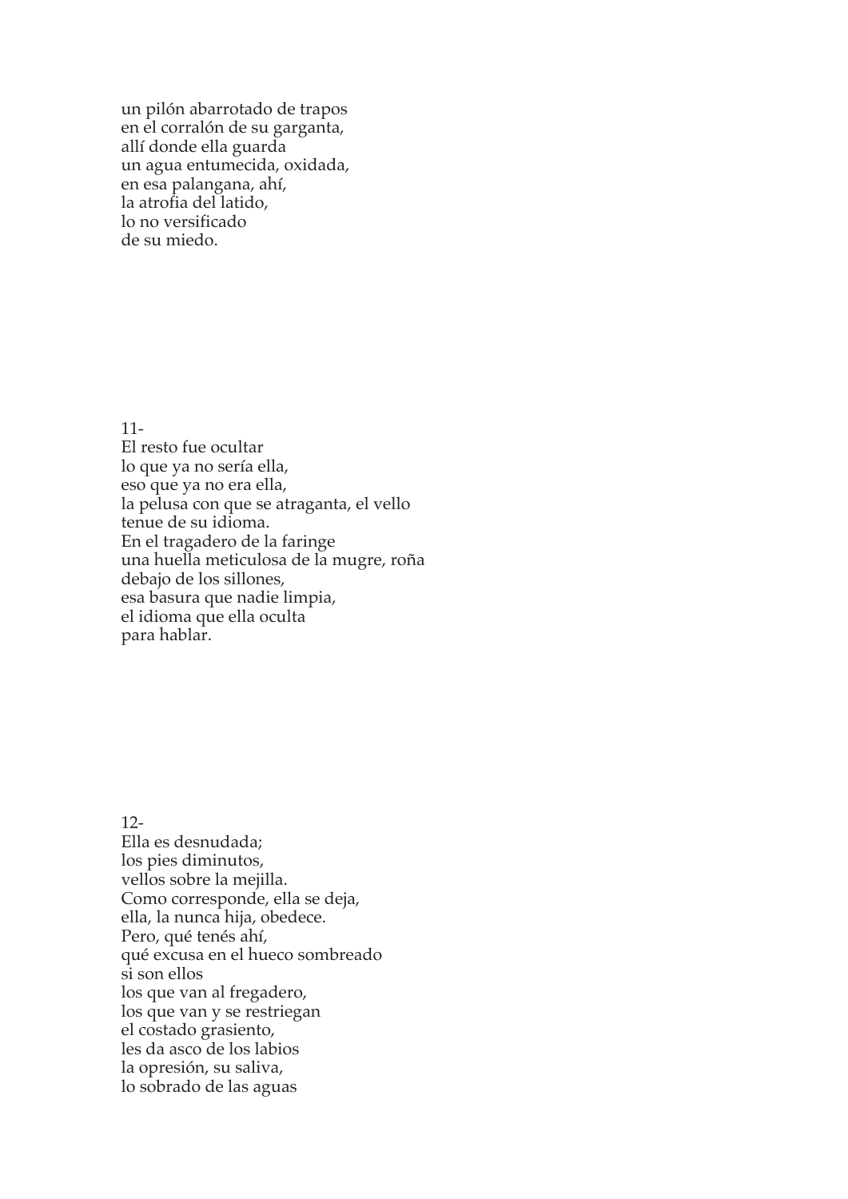un pilón abarrotado de trapos
en el corralón de su garganta,
allí donde ella guarda
un agua entumecida, oxidada,
en esa palangana, ahí,
la atrofia del latido,
lo no versificado
de su miedo.

11-
El resto fue ocultar
lo que ya no sería ella,
eso que ya no era ella,
la pelusa con que se atraganta, el vello
tenue de su idioma.
En el tragadero de la faringe
una huella meticulosa de la mugre, roña
debajo de los sillones,
esa basura que nadie limpia,
el idioma que ella oculta
para hablar.

12-
Ella es desnudada;
los pies diminutos,
vellos sobre la mejilla.
Como corresponde, ella se deja,
ella, la nunca hija, obedece.
Pero, qué tenés ahí,
qué excusa en el hueco sombreado
si son ellos
los que van al fregadero,
los que van y se restriegan
el costado grasiento,
les da asco de los labios
la opresión, su saliva,
lo sobrado de las aguas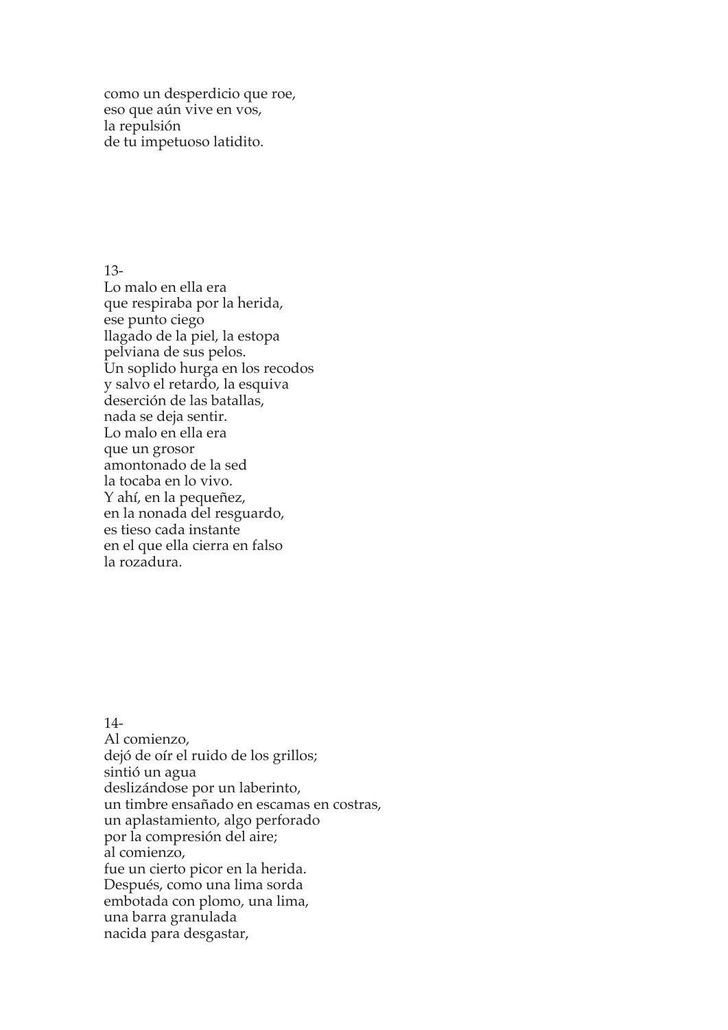como un desperdicio que roe,  
eso que aún vive en vos,  
la repulsión  
de tu impetuoso latidito.

13-  
Lo malo en ella era  
que respiraba por la herida,  
ese punto ciego  
llagado de la piel, la estopa  
pelviana de sus pelos.  
Un soplido hurga en los recodos  
y salvo el retardo, la esquiva  
deserción de las batallas,  
nada se deja sentir.  
Lo malo en ella era  
que un grosor  
amontonado de la sed  
la tocaba en lo vivo.  
Y ahí, en la pequeñez,  
en la nonada del resguardo,  
es tieso cada instante  
en el que ella cierra en falso  
la rozadura.

14-  
Al comienzo,  
dejó de oír el ruido de los grillos;  
sintió un agua  
deslizándose por un laberinto,  
un timbre ensañado en escamas en costras,  
un aplastamiento, algo perforado  
por la compresión del aire;  
al comienzo,  
fue un cierto picor en la herida.  
Después, como una lima sorda  
embotada con plomo, una lima,  
una barra granulada  
nacida para desgastar,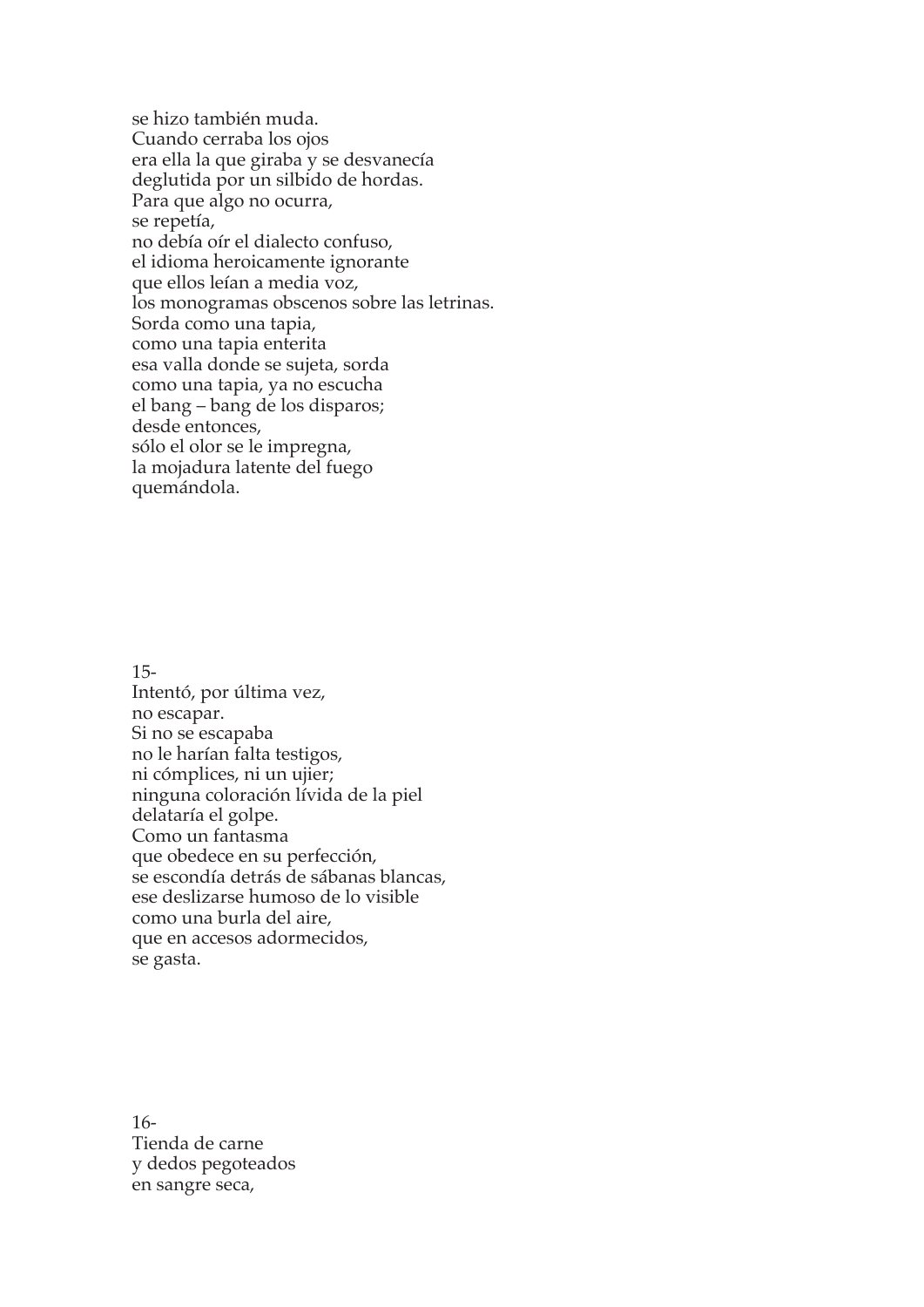se hizo también muda.
Cuando cerraba los ojos
era ella la que giraba y se desvanecía
deglutida por un silbido de hordas.
Para que algo no ocurra,
se repetía,
no debía oír el dialecto confuso,
el idioma heroicamente ignorante
que ellos leían a media voz,
los monogramas obscenos sobre las letrinas.
Sorda como una tapia,
como una tapia enterita
esa valla donde se sujeta, sorda
como una tapia, ya no escucha
el bang – bang de los disparos;
desde entonces,
sólo el olor se le impregna,
la mojadura latente del fuego
quemándola.

15-
Intentó, por última vez,
no escapar.
Si no se escapaba
no le harían falta testigos,
ni cómplices, ni un ujier;
ninguna coloración lívida de la piel
delataría el golpe.
Como un fantasma
que obedece en su perfección,
se escondía detrás de sábanas blancas,
ese deslizarse humoso de lo visible
como una burla del aire,
que en accesos adormecidos,
se gasta.

16-
Tienda de carne
y dedos pegoteados
en sangre seca,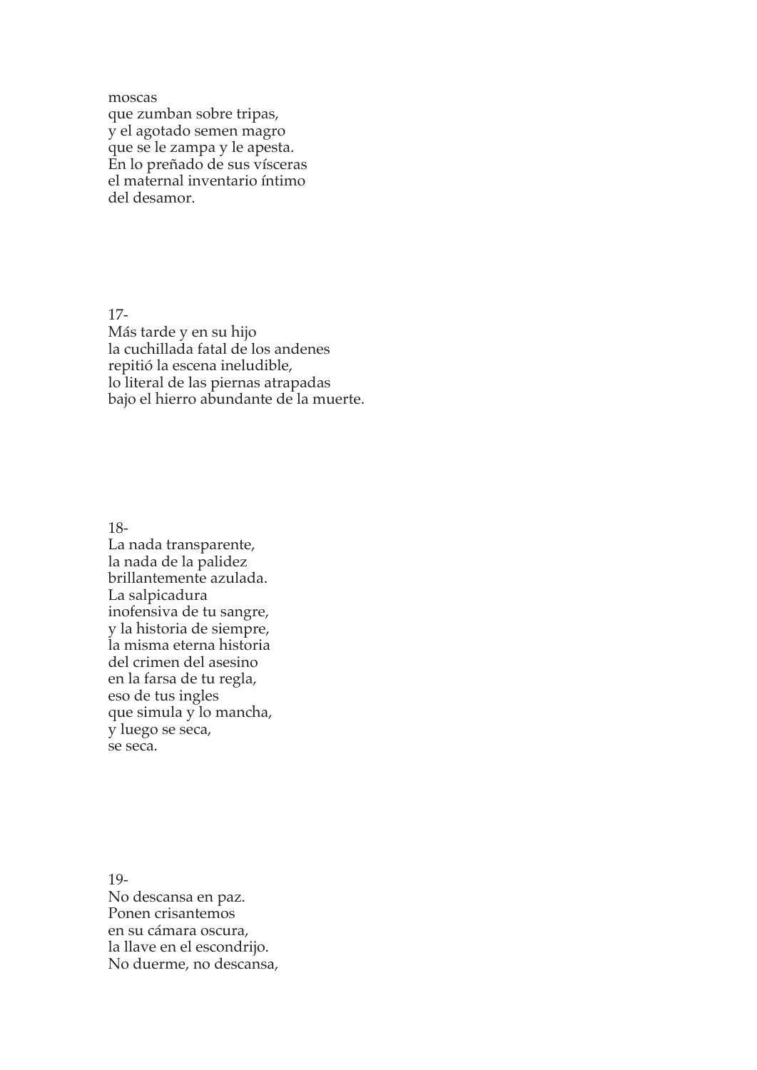moscas  
que zumban sobre tripas,  
y el agotado semen magro  
que se le zampa y le apesta.  
En lo preñado de sus vísceras  
el maternal inventario íntimo  
del desamor.

17-  
Más tarde y en su hijo  
la cuchillada fatal de los andenes  
repitió la escena ineludible,  
lo literal de las piernas atrapadas  
bajo el hierro abundante de la muerte.

18-  
La nada transparente,  
la nada de la palidez  
brillantemente azulada.  
La salpicadura  
inofensiva de tu sangre,  
y la historia de siempre,  
la misma eterna historia  
del crimen del asesino  
en la farsa de tu regla,  
eso de tus ingles  
que simula y lo mancha,  
y luego se seca,  
se seca.

19-  
No descansa en paz.  
Ponen crisantemos  
en su cámara oscura,  
la llave en el escondrijo.  
No duerme, no descansa,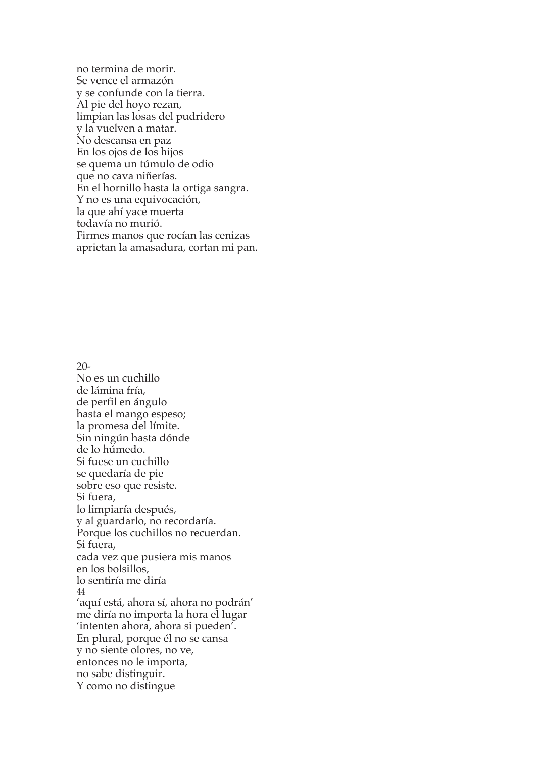no termina de morir.  
Se vence el armazón  
y se confunde con la tierra.  
Al pie del hoyo rezan,  
limpian las losas del pudridero  
y la vuelven a matar.  
No descansa en paz  
En los ojos de los hijos  
se quema un túmulo de odio  
que no cava niñerías.  
En el hornillo hasta la ortiga sangra.  
Y no es una equivocación,  
la que ahí yace muerta  
todavía no murió.  
Firmes manos que rocían las cenizas  
aprietan la amasadura, cortan mi pan.

20-  
No es un cuchillo  
de lámina fría,  
de perfil en ángulo  
hasta el mango espeso;  
la promesa del límite.  
Sin ningún hasta dónde  
de lo húmedo.  
Si fuese un cuchillo  
se quedaría de pie  
sobre eso que resiste.  
Si fuera,  
lo limpiaría después,  
y al guardarlo, no recordaría.  
Porque los cuchillos no recuerdan.  
Si fuera,  
cada vez que pusiera mis manos  
en los bolsillos,  
lo sentiría me diría  
'aquí está, ahora sí, ahora no podrán'  
me diría no importa la hora el lugar  
'intenten ahora, ahora si pueden'.  
En plural, porque él no se cansa  
y no siente olores, no ve,  
entonces no le importa,  
no sabe distinguir.  
Y como no distingue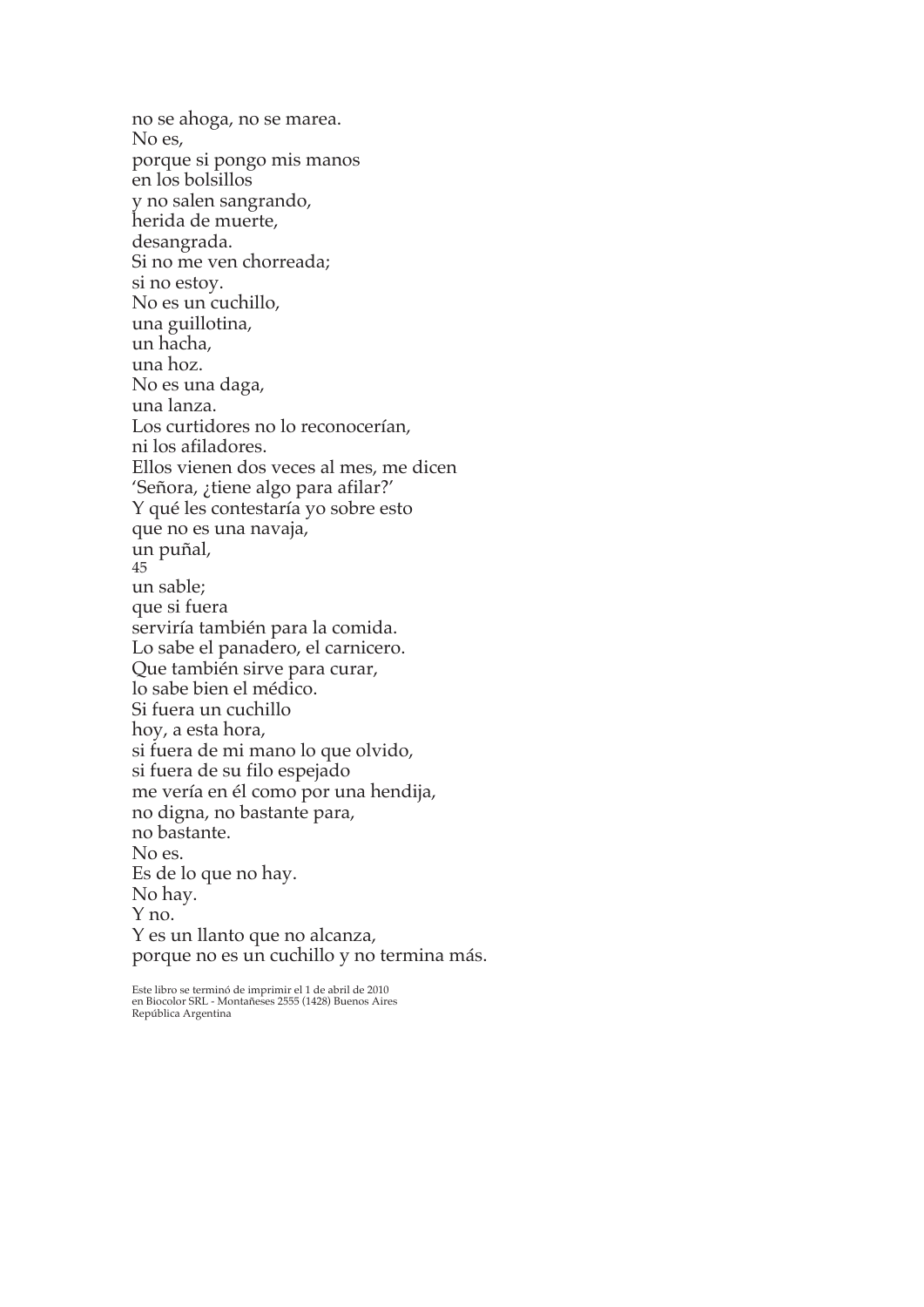no se ahoga, no se marea.
No es,
porque si pongo mis manos
en los bolsillos
y no salen sangrando,
herida de muerte,
desangrada.
Si no me ven chorreada;
si no estoy.
No es un cuchillo,
una guillotina,
un hacha,
una hoz.
No es una daga,
una lanza.
Los curtidores no lo reconocerían,
ni los afiladores.
Ellos vienen dos veces al mes, me dicen
'Señora, ¿tiene algo para afilar?'
Y qué les contestaría yo sobre esto
que no es una navaja,
un puñal,
un sable;
que si fuera
serviría también para la comida.
Lo sabe el panadero, el carnicero.
Que también sirve para curar,
lo sabe bien el médico.
Si fuera un cuchillo
hoy, a esta hora,
si fuera de mi mano lo que olvido,
si fuera de su filo espejado
me vería en él como por una hendija,
no digna, no bastante para,
no bastante.
No es.
Es de lo que no hay.
No hay.
Y no.
Y es un llanto que no alcanza,
porque no es un cuchillo y no termina más.

Este libro se terminó de imprimir el 1 de abril de 2010
en Biocolor SRL - Montañeses 2555 (1428) Buenos Aires
República Argentina